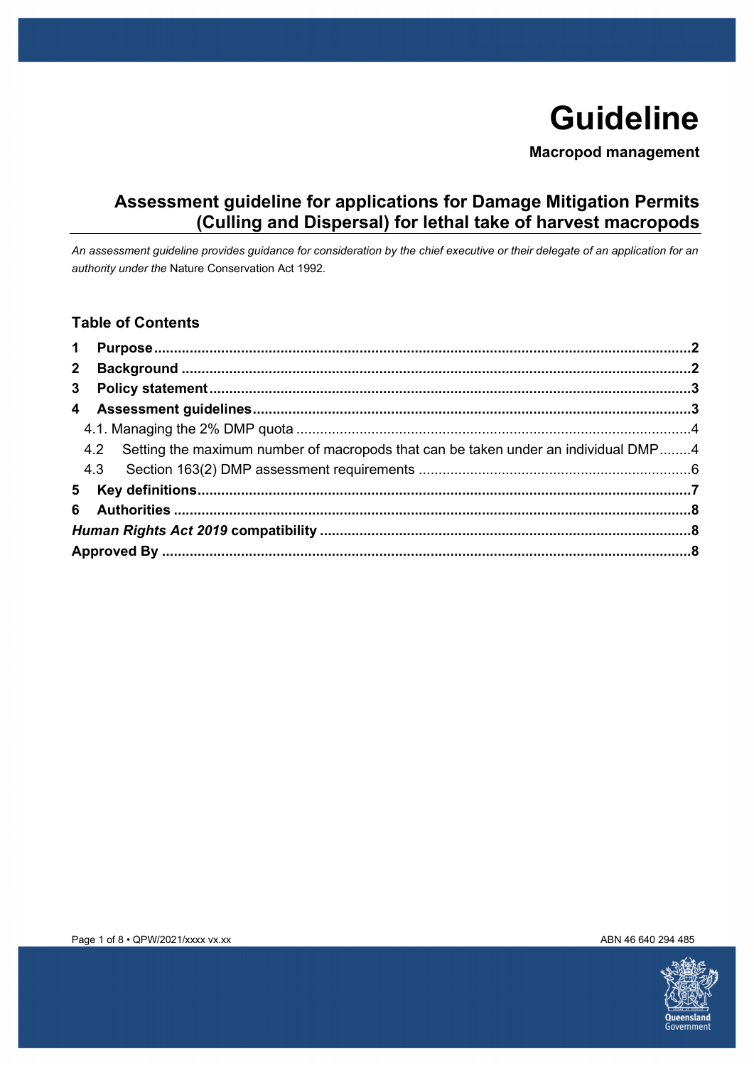# Guideline

**Macropod management**

## Assessment guideline for applications for Damage Mitigation Permits (Culling and Dispersal) for lethal take of harvest macropods

*An assessment guideline provides guidance for consideration by the chief executive or their delegate of an application for an authority under the* Nature Conservation Act 1992*.*

### Table of Contents

**1 Purpose** ..... 2
**2 Background** ..... 2
**3 Policy statement** ..... 3
**4 Assessment guidelines** ..... 3
  4.1. Managing the 2% DMP quota ..... 4
  4.2 Setting the maximum number of macropods that can be taken under an individual DMP ..... 4
  4.3 Section 163(2) DMP assessment requirements ..... 6
**5 Key definitions** ..... 7
**6 Authorities** ..... 8
***Human Rights Act 2019* compatibility** ..... 8
**Approved By** ..... 8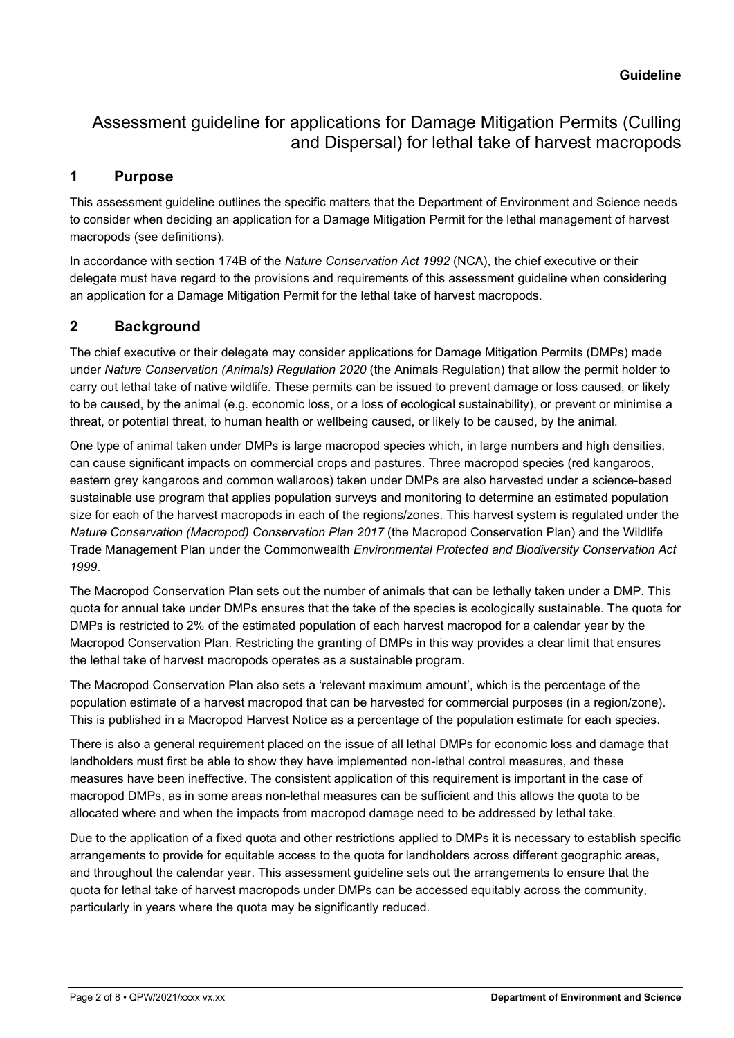**Guideline**

# Assessment guideline for applications for Damage Mitigation Permits (Culling and Dispersal) for lethal take of harvest macropods

## 1 Purpose

This assessment guideline outlines the specific matters that the Department of Environment and Science needs to consider when deciding an application for a Damage Mitigation Permit for the lethal management of harvest macropods (see definitions).

In accordance with section 174B of the *Nature Conservation Act 1992* (NCA), the chief executive or their delegate must have regard to the provisions and requirements of this assessment guideline when considering an application for a Damage Mitigation Permit for the lethal take of harvest macropods.

## 2 Background

The chief executive or their delegate may consider applications for Damage Mitigation Permits (DMPs) made under *Nature Conservation (Animals) Regulation 2020* (the Animals Regulation) that allow the permit holder to carry out lethal take of native wildlife. These permits can be issued to prevent damage or loss caused, or likely to be caused, by the animal (e.g. economic loss, or a loss of ecological sustainability), or prevent or minimise a threat, or potential threat, to human health or wellbeing caused, or likely to be caused, by the animal.

One type of animal taken under DMPs is large macropod species which, in large numbers and high densities, can cause significant impacts on commercial crops and pastures. Three macropod species (red kangaroos, eastern grey kangaroos and common wallaroos) taken under DMPs are also harvested under a science-based sustainable use program that applies population surveys and monitoring to determine an estimated population size for each of the harvest macropods in each of the regions/zones. This harvest system is regulated under the *Nature Conservation (Macropod) Conservation Plan 2017* (the Macropod Conservation Plan) and the Wildlife Trade Management Plan under the Commonwealth *Environmental Protected and Biodiversity Conservation Act 1999*.

The Macropod Conservation Plan sets out the number of animals that can be lethally taken under a DMP. This quota for annual take under DMPs ensures that the take of the species is ecologically sustainable. The quota for DMPs is restricted to 2% of the estimated population of each harvest macropod for a calendar year by the Macropod Conservation Plan. Restricting the granting of DMPs in this way provides a clear limit that ensures the lethal take of harvest macropods operates as a sustainable program.

The Macropod Conservation Plan also sets a 'relevant maximum amount', which is the percentage of the population estimate of a harvest macropod that can be harvested for commercial purposes (in a region/zone). This is published in a Macropod Harvest Notice as a percentage of the population estimate for each species.

There is also a general requirement placed on the issue of all lethal DMPs for economic loss and damage that landholders must first be able to show they have implemented non-lethal control measures, and these measures have been ineffective. The consistent application of this requirement is important in the case of macropod DMPs, as in some areas non-lethal measures can be sufficient and this allows the quota to be allocated where and when the impacts from macropod damage need to be addressed by lethal take.

Due to the application of a fixed quota and other restrictions applied to DMPs it is necessary to establish specific arrangements to provide for equitable access to the quota for landholders across different geographic areas, and throughout the calendar year. This assessment guideline sets out the arrangements to ensure that the quota for lethal take of harvest macropods under DMPs can be accessed equitably across the community, particularly in years where the quota may be significantly reduced.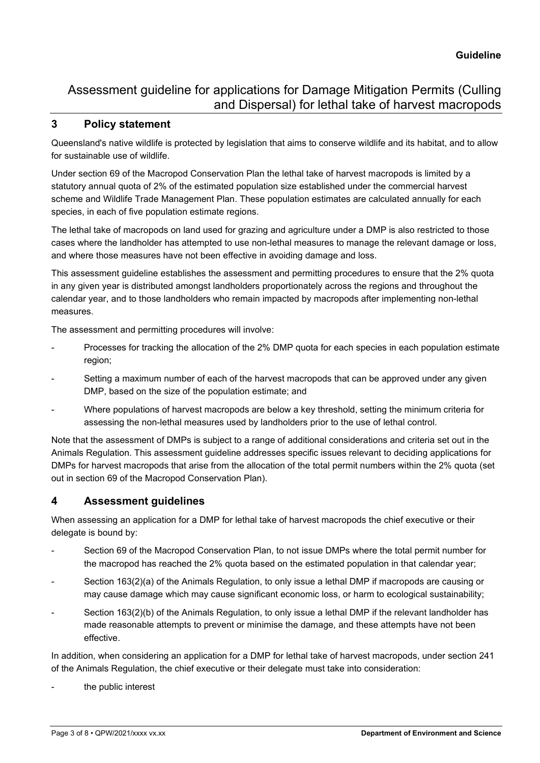**Guideline**

# Assessment guideline for applications for Damage Mitigation Permits (Culling and Dispersal) for lethal take of harvest macropods

## 3 Policy statement

Queensland's native wildlife is protected by legislation that aims to conserve wildlife and its habitat, and to allow for sustainable use of wildlife.

Under section 69 of the Macropod Conservation Plan the lethal take of harvest macropods is limited by a statutory annual quota of 2% of the estimated population size established under the commercial harvest scheme and Wildlife Trade Management Plan. These population estimates are calculated annually for each species, in each of five population estimate regions.

The lethal take of macropods on land used for grazing and agriculture under a DMP is also restricted to those cases where the landholder has attempted to use non-lethal measures to manage the relevant damage or loss, and where those measures have not been effective in avoiding damage and loss.

This assessment guideline establishes the assessment and permitting procedures to ensure that the 2% quota in any given year is distributed amongst landholders proportionately across the regions and throughout the calendar year, and to those landholders who remain impacted by macropods after implementing non-lethal measures.

The assessment and permitting procedures will involve:

- Processes for tracking the allocation of the 2% DMP quota for each species in each population estimate region;
- Setting a maximum number of each of the harvest macropods that can be approved under any given DMP, based on the size of the population estimate; and
- Where populations of harvest macropods are below a key threshold, setting the minimum criteria for assessing the non-lethal measures used by landholders prior to the use of lethal control.

Note that the assessment of DMPs is subject to a range of additional considerations and criteria set out in the Animals Regulation. This assessment guideline addresses specific issues relevant to deciding applications for DMPs for harvest macropods that arise from the allocation of the total permit numbers within the 2% quota (set out in section 69 of the Macropod Conservation Plan).

## 4 Assessment guidelines

When assessing an application for a DMP for lethal take of harvest macropods the chief executive or their delegate is bound by:

- Section 69 of the Macropod Conservation Plan, to not issue DMPs where the total permit number for the macropod has reached the 2% quota based on the estimated population in that calendar year;
- Section 163(2)(a) of the Animals Regulation, to only issue a lethal DMP if macropods are causing or may cause damage which may cause significant economic loss, or harm to ecological sustainability;
- Section 163(2)(b) of the Animals Regulation, to only issue a lethal DMP if the relevant landholder has made reasonable attempts to prevent or minimise the damage, and these attempts have not been effective.

In addition, when considering an application for a DMP for lethal take of harvest macropods, under section 241 of the Animals Regulation, the chief executive or their delegate must take into consideration:

- the public interest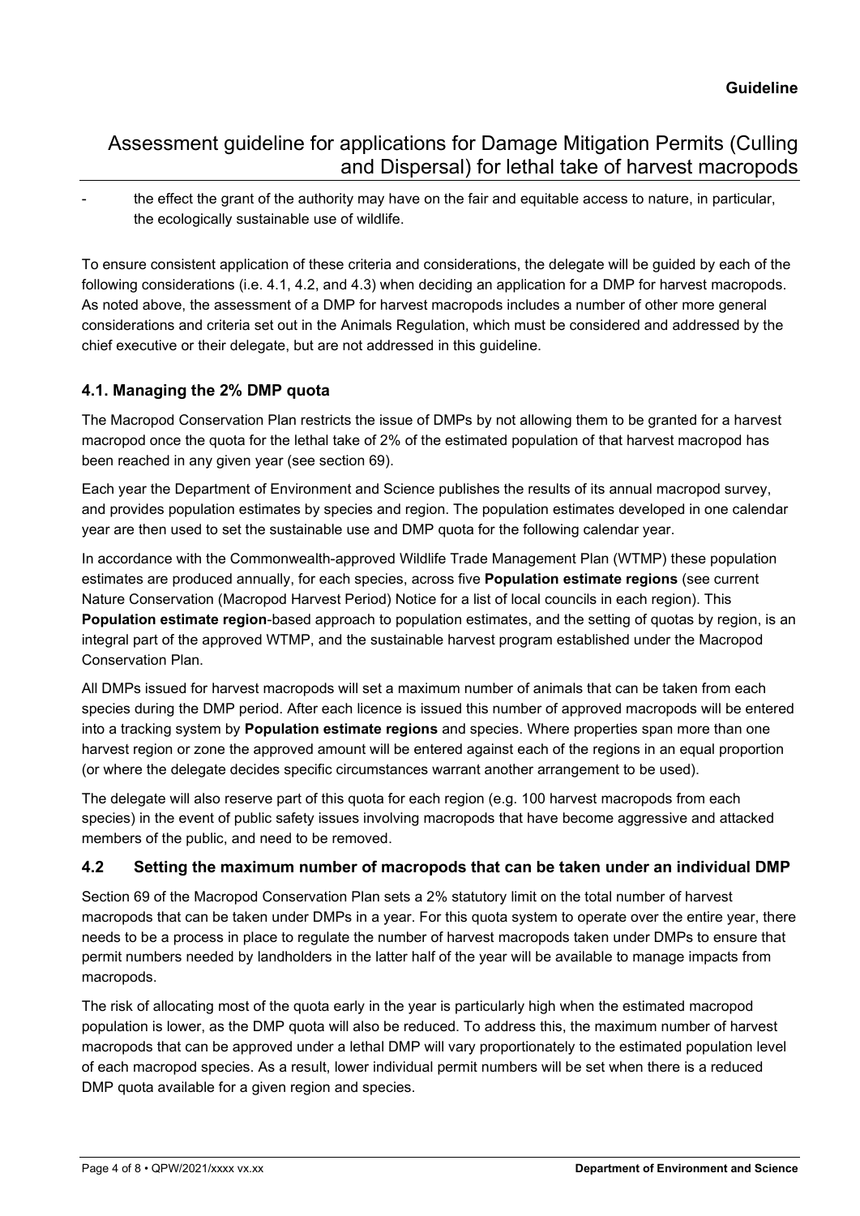- the effect the grant of the authority may have on the fair and equitable access to nature, in particular, the ecologically sustainable use of wildlife.

To ensure consistent application of these criteria and considerations, the delegate will be guided by each of the following considerations (i.e. 4.1, 4.2, and 4.3) when deciding an application for a DMP for harvest macropods. As noted above, the assessment of a DMP for harvest macropods includes a number of other more general considerations and criteria set out in the Animals Regulation, which must be considered and addressed by the chief executive or their delegate, but are not addressed in this guideline.

### 4.1. Managing the 2% DMP quota

The Macropod Conservation Plan restricts the issue of DMPs by not allowing them to be granted for a harvest macropod once the quota for the lethal take of 2% of the estimated population of that harvest macropod has been reached in any given year (see section 69).

Each year the Department of Environment and Science publishes the results of its annual macropod survey, and provides population estimates by species and region. The population estimates developed in one calendar year are then used to set the sustainable use and DMP quota for the following calendar year.

In accordance with the Commonwealth-approved Wildlife Trade Management Plan (WTMP) these population estimates are produced annually, for each species, across five **Population estimate regions** (see current Nature Conservation (Macropod Harvest Period) Notice for a list of local councils in each region). This **Population estimate region**-based approach to population estimates, and the setting of quotas by region, is an integral part of the approved WTMP, and the sustainable harvest program established under the Macropod Conservation Plan.

All DMPs issued for harvest macropods will set a maximum number of animals that can be taken from each species during the DMP period. After each licence is issued this number of approved macropods will be entered into a tracking system by **Population estimate regions** and species. Where properties span more than one harvest region or zone the approved amount will be entered against each of the regions in an equal proportion (or where the delegate decides specific circumstances warrant another arrangement to be used).

The delegate will also reserve part of this quota for each region (e.g. 100 harvest macropods from each species) in the event of public safety issues involving macropods that have become aggressive and attacked members of the public, and need to be removed.

### 4.2 Setting the maximum number of macropods that can be taken under an individual DMP

Section 69 of the Macropod Conservation Plan sets a 2% statutory limit on the total number of harvest macropods that can be taken under DMPs in a year. For this quota system to operate over the entire year, there needs to be a process in place to regulate the number of harvest macropods taken under DMPs to ensure that permit numbers needed by landholders in the latter half of the year will be available to manage impacts from macropods.

The risk of allocating most of the quota early in the year is particularly high when the estimated macropod population is lower, as the DMP quota will also be reduced. To address this, the maximum number of harvest macropods that can be approved under a lethal DMP will vary proportionately to the estimated population level of each macropod species. As a result, lower individual permit numbers will be set when there is a reduced DMP quota available for a given region and species.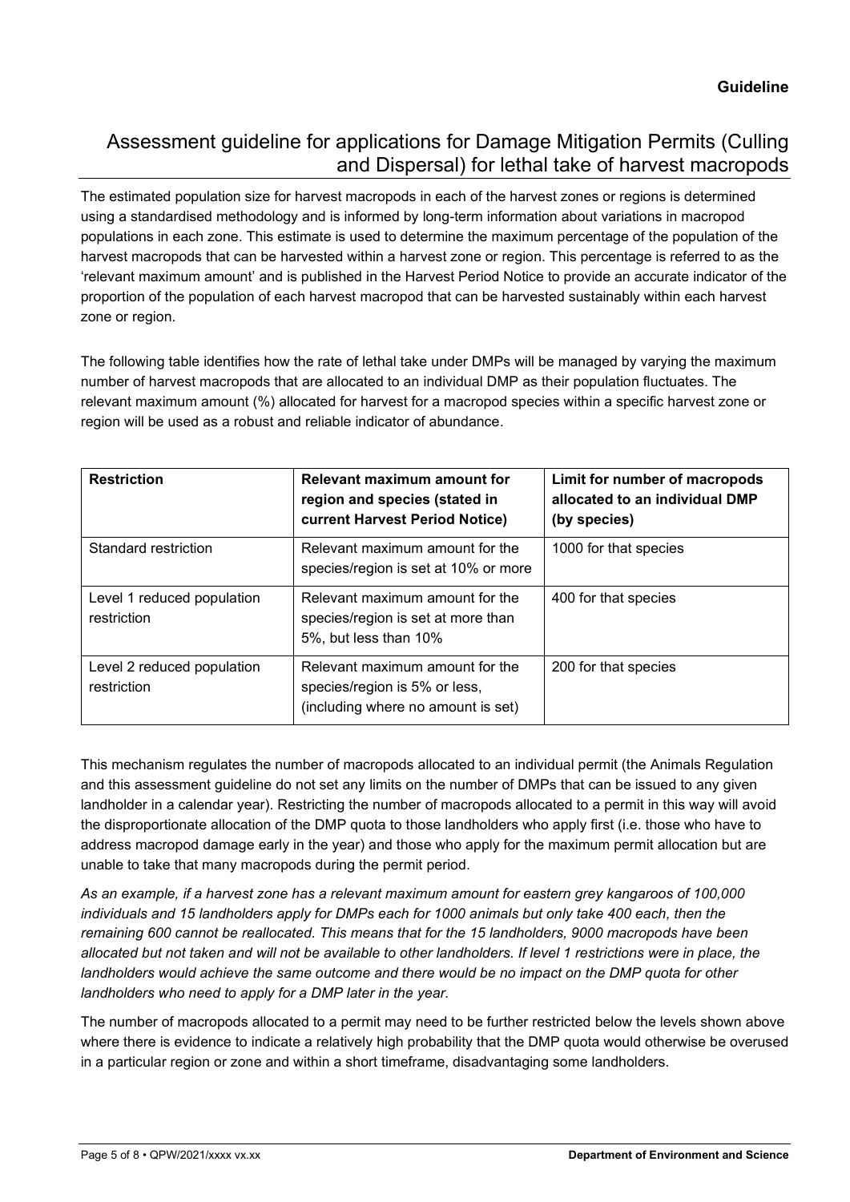## Assessment guideline for applications for Damage Mitigation Permits (Culling and Dispersal) for lethal take of harvest macropods

The estimated population size for harvest macropods in each of the harvest zones or regions is determined using a standardised methodology and is informed by long-term information about variations in macropod populations in each zone. This estimate is used to determine the maximum percentage of the population of the harvest macropods that can be harvested within a harvest zone or region. This percentage is referred to as the 'relevant maximum amount' and is published in the Harvest Period Notice to provide an accurate indicator of the proportion of the population of each harvest macropod that can be harvested sustainably within each harvest zone or region.

The following table identifies how the rate of lethal take under DMPs will be managed by varying the maximum number of harvest macropods that are allocated to an individual DMP as their population fluctuates. The relevant maximum amount (%) allocated for harvest for a macropod species within a specific harvest zone or region will be used as a robust and reliable indicator of abundance.

| Restriction | Relevant maximum amount for region and species (stated in current Harvest Period Notice) | Limit for number of macropods allocated to an individual DMP (by species) |
|---|---|---|
| Standard restriction | Relevant maximum amount for the species/region is set at 10% or more | 1000 for that species |
| Level 1 reduced population restriction | Relevant maximum amount for the species/region is set at more than 5%, but less than 10% | 400 for that species |
| Level 2 reduced population restriction | Relevant maximum amount for the species/region is 5% or less, (including where no amount is set) | 200 for that species |

This mechanism regulates the number of macropods allocated to an individual permit (the Animals Regulation and this assessment guideline do not set any limits on the number of DMPs that can be issued to any given landholder in a calendar year). Restricting the number of macropods allocated to a permit in this way will avoid the disproportionate allocation of the DMP quota to those landholders who apply first (i.e. those who have to address macropod damage early in the year) and those who apply for the maximum permit allocation but are unable to take that many macropods during the permit period.

*As an example, if a harvest zone has a relevant maximum amount for eastern grey kangaroos of 100,000 individuals and 15 landholders apply for DMPs each for 1000 animals but only take 400 each, then the remaining 600 cannot be reallocated. This means that for the 15 landholders, 9000 macropods have been allocated but not taken and will not be available to other landholders. If level 1 restrictions were in place, the landholders would achieve the same outcome and there would be no impact on the DMP quota for other landholders who need to apply for a DMP later in the year.*

The number of macropods allocated to a permit may need to be further restricted below the levels shown above where there is evidence to indicate a relatively high probability that the DMP quota would otherwise be overused in a particular region or zone and within a short timeframe, disadvantaging some landholders.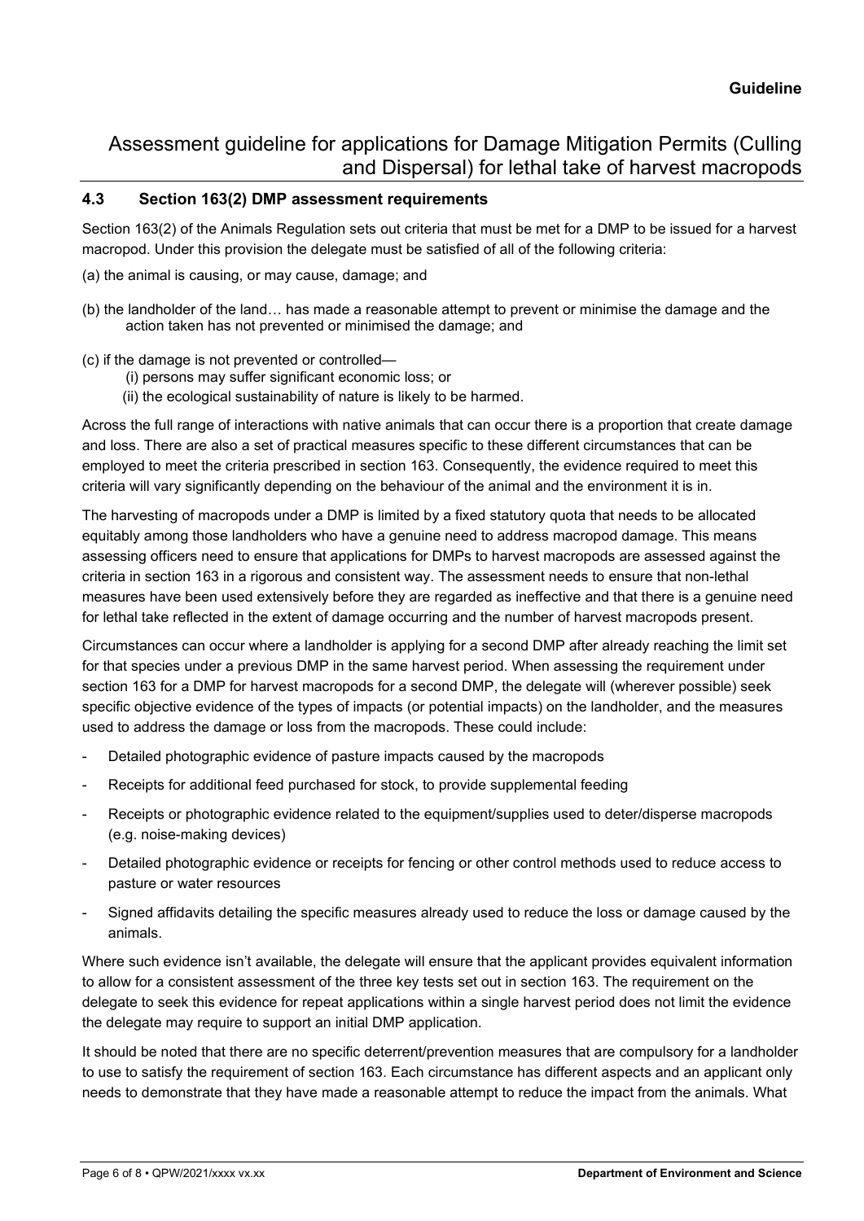#### 4.3 Section 163(2) DMP assessment requirements

Section 163(2) of the Animals Regulation sets out criteria that must be met for a DMP to be issued for a harvest macropod. Under this provision the delegate must be satisfied of all of the following criteria:

(a) the animal is causing, or may cause, damage; and

(b) the landholder of the land… has made a reasonable attempt to prevent or minimise the damage and the action taken has not prevented or minimised the damage; and

(c) if the damage is not prevented or controlled—
  (i) persons may suffer significant economic loss; or
  (ii) the ecological sustainability of nature is likely to be harmed.

Across the full range of interactions with native animals that can occur there is a proportion that create damage and loss. There are also a set of practical measures specific to these different circumstances that can be employed to meet the criteria prescribed in section 163. Consequently, the evidence required to meet this criteria will vary significantly depending on the behaviour of the animal and the environment it is in.

The harvesting of macropods under a DMP is limited by a fixed statutory quota that needs to be allocated equitably among those landholders who have a genuine need to address macropod damage. This means assessing officers need to ensure that applications for DMPs to harvest macropods are assessed against the criteria in section 163 in a rigorous and consistent way. The assessment needs to ensure that non-lethal measures have been used extensively before they are regarded as ineffective and that there is a genuine need for lethal take reflected in the extent of damage occurring and the number of harvest macropods present.

Circumstances can occur where a landholder is applying for a second DMP after already reaching the limit set for that species under a previous DMP in the same harvest period. When assessing the requirement under section 163 for a DMP for harvest macropods for a second DMP, the delegate will (wherever possible) seek specific objective evidence of the types of impacts (or potential impacts) on the landholder, and the measures used to address the damage or loss from the macropods. These could include:

- Detailed photographic evidence of pasture impacts caused by the macropods
- Receipts for additional feed purchased for stock, to provide supplemental feeding
- Receipts or photographic evidence related to the equipment/supplies used to deter/disperse macropods (e.g. noise-making devices)
- Detailed photographic evidence or receipts for fencing or other control methods used to reduce access to pasture or water resources
- Signed affidavits detailing the specific measures already used to reduce the loss or damage caused by the animals.

Where such evidence isn't available, the delegate will ensure that the applicant provides equivalent information to allow for a consistent assessment of the three key tests set out in section 163. The requirement on the delegate to seek this evidence for repeat applications within a single harvest period does not limit the evidence the delegate may require to support an initial DMP application.

It should be noted that there are no specific deterrent/prevention measures that are compulsory for a landholder to use to satisfy the requirement of section 163. Each circumstance has different aspects and an applicant only needs to demonstrate that they have made a reasonable attempt to reduce the impact from the animals. What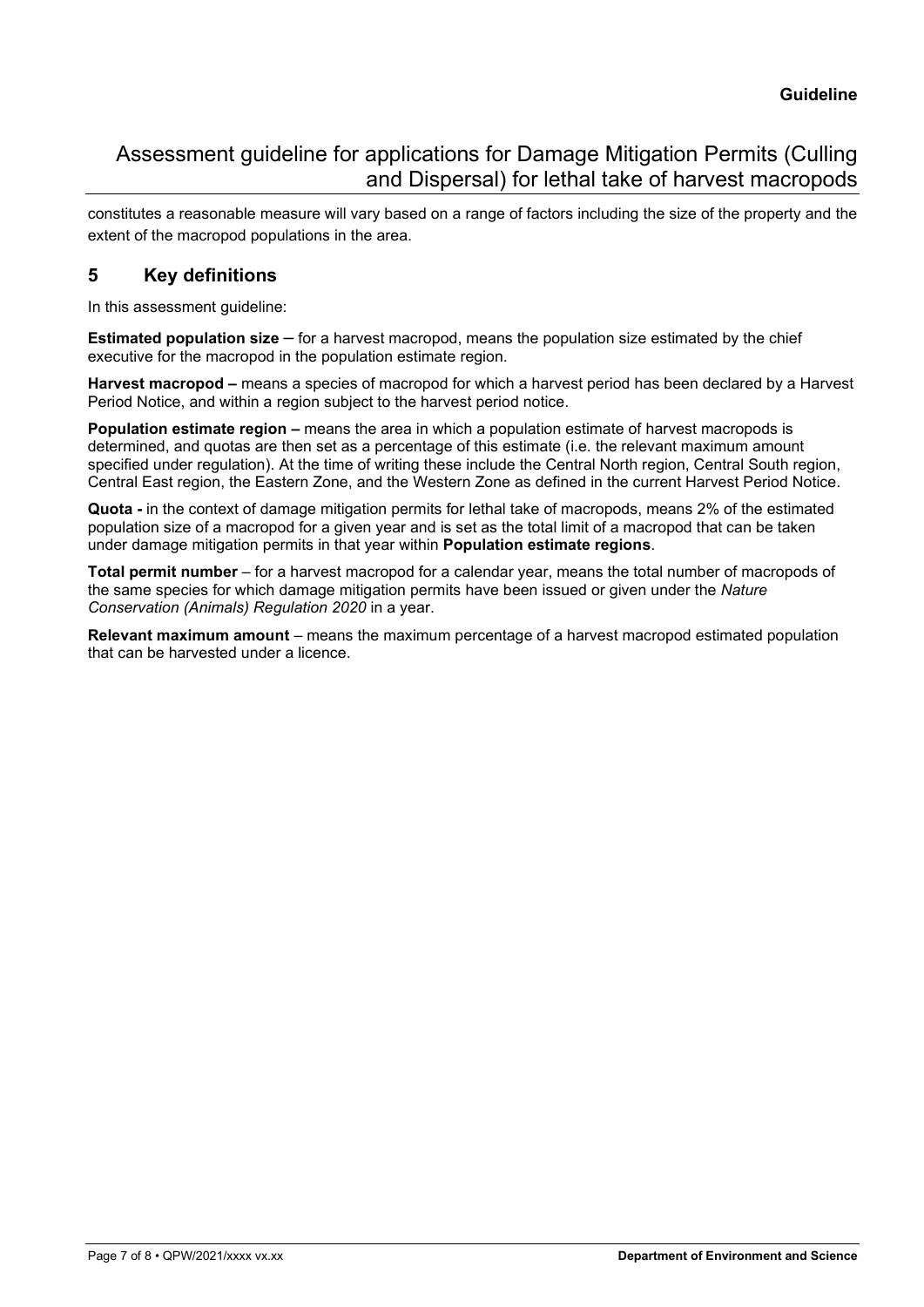constitutes a reasonable measure will vary based on a range of factors including the size of the property and the extent of the macropod populations in the area.

## 5 Key definitions

In this assessment guideline:

**Estimated population size** – for a harvest macropod, means the population size estimated by the chief executive for the macropod in the population estimate region.

**Harvest macropod –** means a species of macropod for which a harvest period has been declared by a Harvest Period Notice, and within a region subject to the harvest period notice.

**Population estimate region –** means the area in which a population estimate of harvest macropods is determined, and quotas are then set as a percentage of this estimate (i.e. the relevant maximum amount specified under regulation). At the time of writing these include the Central North region, Central South region, Central East region, the Eastern Zone, and the Western Zone as defined in the current Harvest Period Notice.

**Quota -** in the context of damage mitigation permits for lethal take of macropods, means 2% of the estimated population size of a macropod for a given year and is set as the total limit of a macropod that can be taken under damage mitigation permits in that year within **Population estimate regions**.

**Total permit number** – for a harvest macropod for a calendar year, means the total number of macropods of the same species for which damage mitigation permits have been issued or given under the *Nature Conservation (Animals) Regulation 2020* in a year.

**Relevant maximum amount** – means the maximum percentage of a harvest macropod estimated population that can be harvested under a licence.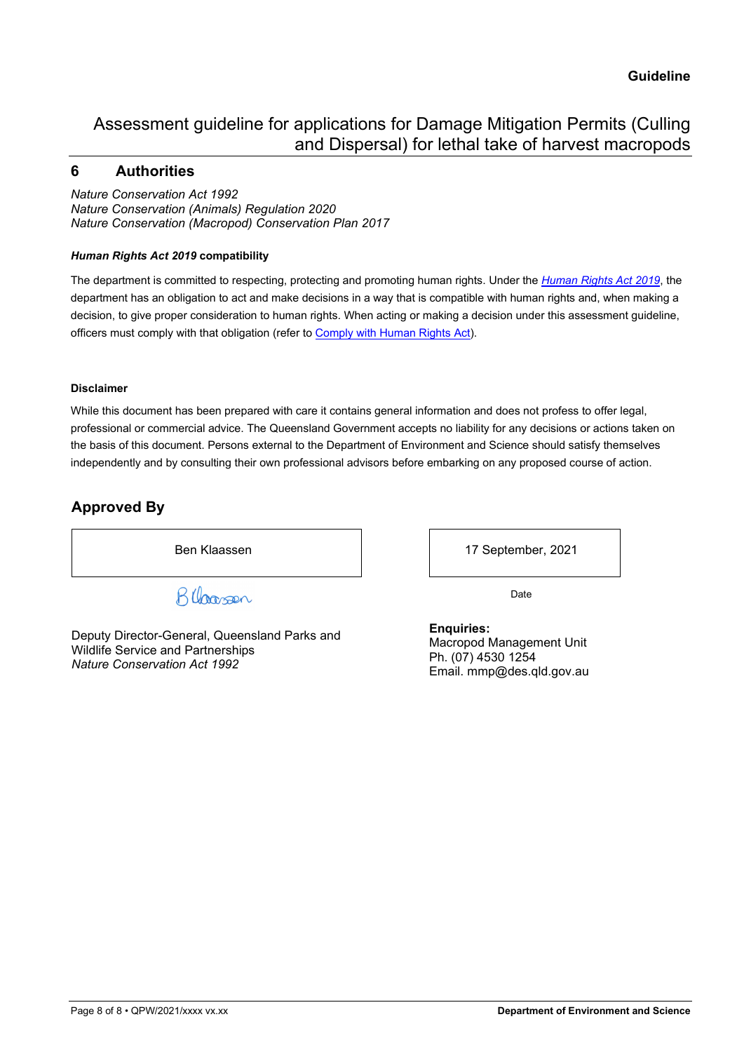## 6 Authorities

*Nature Conservation Act 1992*
*Nature Conservation (Animals) Regulation 2020*
*Nature Conservation (Macropod) Conservation Plan 2017*

***Human Rights Act 2019* compatibility**

The department is committed to respecting, protecting and promoting human rights. Under the *Human Rights Act 2019*, the department has an obligation to act and make decisions in a way that is compatible with human rights and, when making a decision, to give proper consideration to human rights. When acting or making a decision under this assessment guideline, officers must comply with that obligation (refer to Comply with Human Rights Act).

**Disclaimer**

While this document has been prepared with care it contains general information and does not profess to offer legal, professional or commercial advice. The Queensland Government accepts no liability for any decisions or actions taken on the basis of this document. Persons external to the Department of Environment and Science should satisfy themselves independently and by consulting their own professional advisors before embarking on any proposed course of action.

## Approved By

Ben Klaassen

Deputy Director-General, Queensland Parks and Wildlife Service and Partnerships
*Nature Conservation Act 1992*

17 September, 2021

Date

**Enquiries:**
Macropod Management Unit
Ph. (07) 4530 1254
Email. mmp@des.qld.gov.au